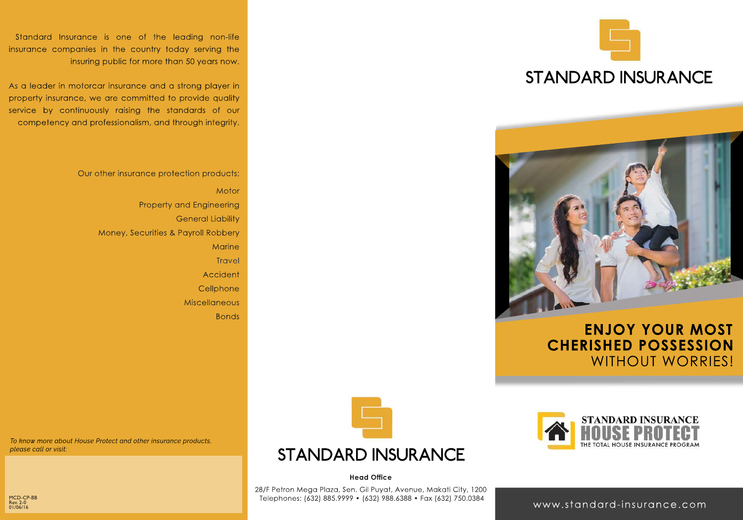Standard Insurance is one of the leading non-life insurance companies in the country today serving the insuring public for more than 50 years now.

As a leader in motorcar insurance and a strong player in property insurance, we are committed to provide quality service by continuously raising the standards of our competency and professionalism, and through integrity.

Our other insurance protection products:

- Motor
- Property and Engineering
- General Liability
- Money, Securities & Payroll Robbery
- Marine
- Travel
- Accident
- Cellphone
- Miscellaneous
- Bonds

*To know more about House Protect and other insurance products, please call or visit:*

MCD-CP-BB
Rev. 2-0
01/06/16

# STANDARD INSURANCE

**Head Office**

28/F Petron Mega Plaza, Sen. Gil Puyat, Avenue, Makati City, 1200
Telephones: (632) 885.9999 • (632) 988.6388 • Fax (632) 750.0384

# STANDARD INSURANCE

## ENJOY YOUR MOST CHERISHED POSSESSION WITHOUT WORRIES!

STANDARD INSURANCE
**HOUSE PROTECT**
THE TOTAL HOUSE INSURANCE PROGRAM

www.standard-insurance.com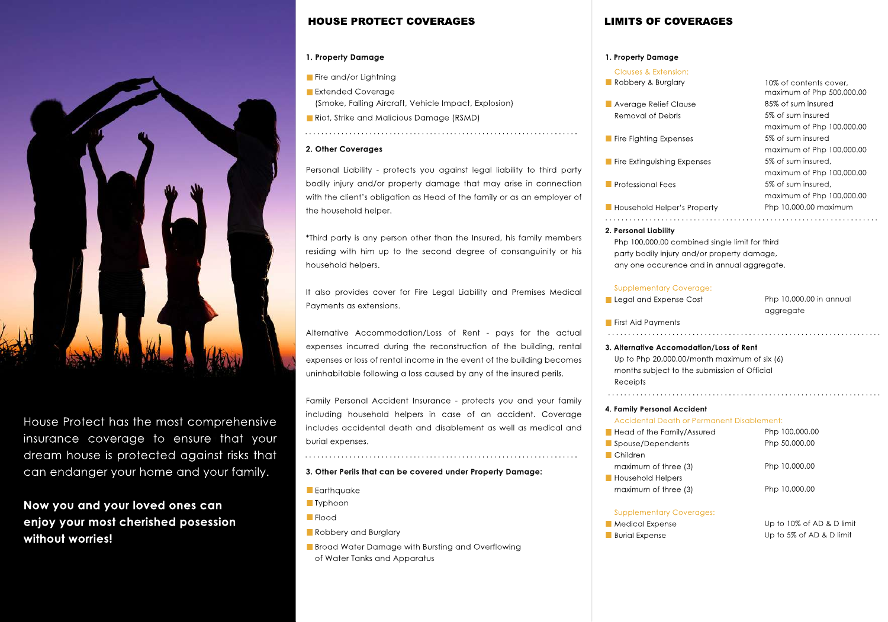House Protect has the most comprehensive insurance coverage to ensure that your dream house is protected against risks that can endanger your home and your family.

**Now you and your loved ones can enjoy your most cherished posession without worries!**

## HOUSE PROTECT COVERAGES

### 1. Property Damage

- Fire and/or Lightning
- Extended Coverage (Smoke, Falling Aircraft, Vehicle Impact, Explosion)
- Riot, Strike and Malicious Damage (RSMD)

### 2. Other Coverages

Personal Liability - protects you against legal liability to third party bodily injury and/or property damage that may arise in connection with the client's obligation as Head of the family or as an employer of the household helper.

*Third party is any person other than the Insured, his family members residing with him up to the second degree of consanguinity or his household helpers.

It also provides cover for Fire Legal Liability and Premises Medical Payments as extensions.

Alternative Accommodation/Loss of Rent - pays for the actual expenses incurred during the reconstruction of the building, rental expenses or loss of rental income in the event of the building becomes uninhabitable following a loss caused by any of the insured perils.

Family Personal Accident Insurance - protects you and your family including household helpers in case of an accident. Coverage includes accidental death and disablement as well as medical and burial expenses.

### 3. Other Perils that can be covered under Property Damage:

- Earthquake
- Typhoon
- Flood
- Robbery and Burglary
- Broad Water Damage with Bursting and Overflowing of Water Tanks and Apparatus

## LIMITS OF COVERAGES

### 1. Property Damage

Clauses & Extension:

| | |
|---|---|
| Robbery & Burglary | 10% of contents cover, maximum of Php 500,000.00 |
| Average Relief Clause | 85% of sum insured |
| Removal of Debris | 5% of sum insured maximum of Php 100,000.00 |
| Fire Fighting Expenses | 5% of sum insured maximum of Php 100,000.00 |
| Fire Extinguishing Expenses | 5% of sum insured, maximum of Php 100,000.00 |
| Professional Fees | 5% of sum insured, maximum of Php 100,000.00 |
| Household Helper's Property | Php 10,000.00 maximum |

### 2. Personal Liability

Php 100,000.00 combined single limit for third party bodily injury and/or property damage, any one occurence and in annual aggregate.

Supplementary Coverage:

| | |
|---|---|
| Legal and Expense Cost | Php 10,000.00 in annual aggregate |
| First Aid Payments | |

### 3. Alternative Accomodation/Loss of Rent

Up to Php 20,000.00/month maximum of six (6) months subject to the submission of Official Receipts

### 4. Family Personal Accident

Accidental Death or Permanent Disablement:

| | |
|---|---|
| Head of the Family/Assured | Php 100,000.00 |
| Spouse/Dependents | Php 50,000.00 |
| Children maximum of three (3) | Php 10,000.00 |
| Household Helpers maximum of three (3) | Php 10,000.00 |

Supplementary Coverages:

| | |
|---|---|
| Medical Expense | Up to 10% of AD & D limit |
| Burial Expense | Up to 5% of AD & D limit |